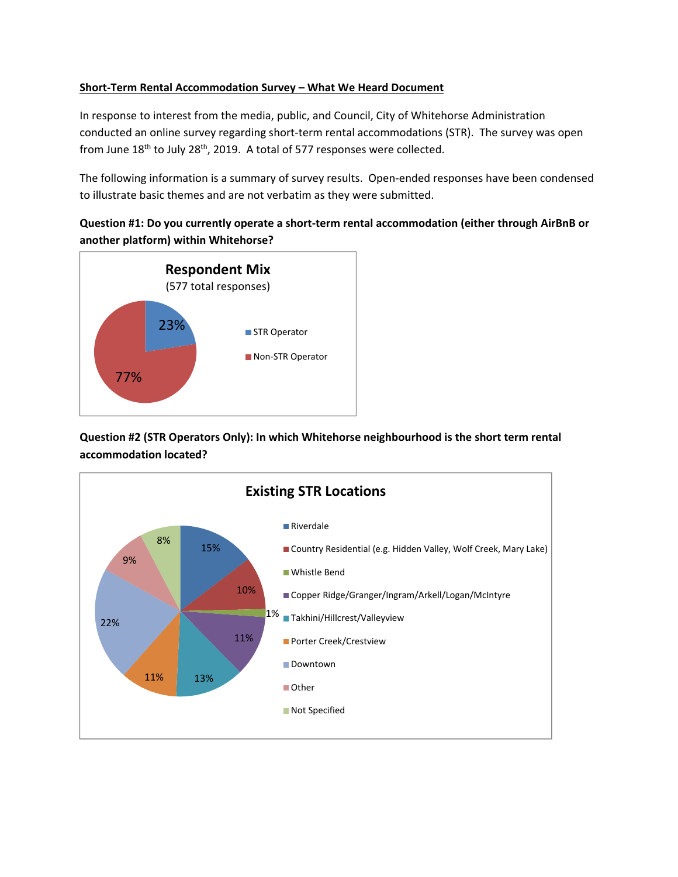**Short-Term Rental Accommodation Survey – What We Heard Document**

In response to interest from the media, public, and Council, City of Whitehorse Administration conducted an online survey regarding short-term rental accommodations (STR). The survey was open from June 18th to July 28th, 2019. A total of 577 responses were collected.

The following information is a summary of survey results. Open-ended responses have been condensed to illustrate basic themes and are not verbatim as they were submitted.

**Question #1: Do you currently operate a short-term rental accommodation (either through AirBnB or another platform) within Whitehorse?**

**Respondent Mix**
(577 total responses)

| Respondent | Percentage |
|---|---|
| STR Operator | 23% |
| Non-STR Operator | 77% |

**Question #2 (STR Operators Only): In which Whitehorse neighbourhood is the short term rental accommodation located?**

**Existing STR Locations**

| Location | Percentage |
|---|---|
| Riverdale | 15% |
| Country Residential (e.g. Hidden Valley, Wolf Creek, Mary Lake) | 10% |
| Whistle Bend | 1% |
| Copper Ridge/Granger/Ingram/Arkell/Logan/McIntyre | 11% |
| Takhini/Hillcrest/Valleyview | 13% |
| Porter Creek/Crestview | 11% |
| Downtown | 22% |
| Other | 9% |
| Not Specified | 8% |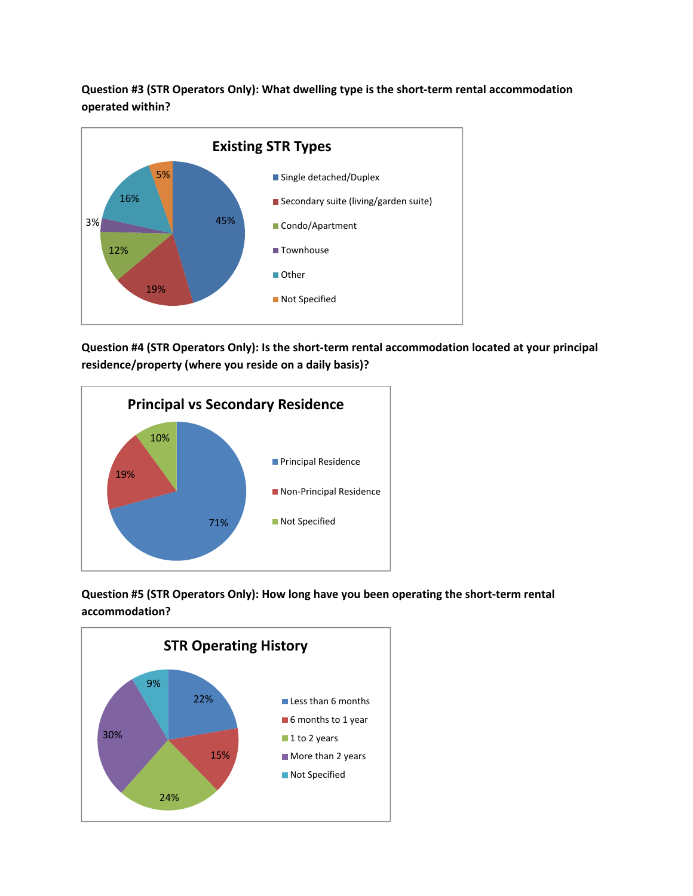**Question #3 (STR Operators Only): What dwelling type is the short-term rental accommodation operated within?**

**Existing STR Types**

| Dwelling Type | Percentage |
|---|---|
| Single detached/Duplex | 45% |
| Secondary suite (living/garden suite) | 19% |
| Condo/Apartment | 12% |
| Townhouse | 3% |
| Other | 16% |
| Not Specified | 5% |

**Question #4 (STR Operators Only): Is the short-term rental accommodation located at your principal residence/property (where you reside on a daily basis)?**

**Principal vs Secondary Residence**

| Response | Percentage |
|---|---|
| Principal Residence | 71% |
| Non-Principal Residence | 19% |
| Not Specified | 10% |

**Question #5 (STR Operators Only): How long have you been operating the short-term rental accommodation?**

**STR Operating History**

| Duration | Percentage |
|---|---|
| Less than 6 months | 22% |
| 6 months to 1 year | 15% |
| 1 to 2 years | 24% |
| More than 2 years | 30% |
| Not Specified | 9% |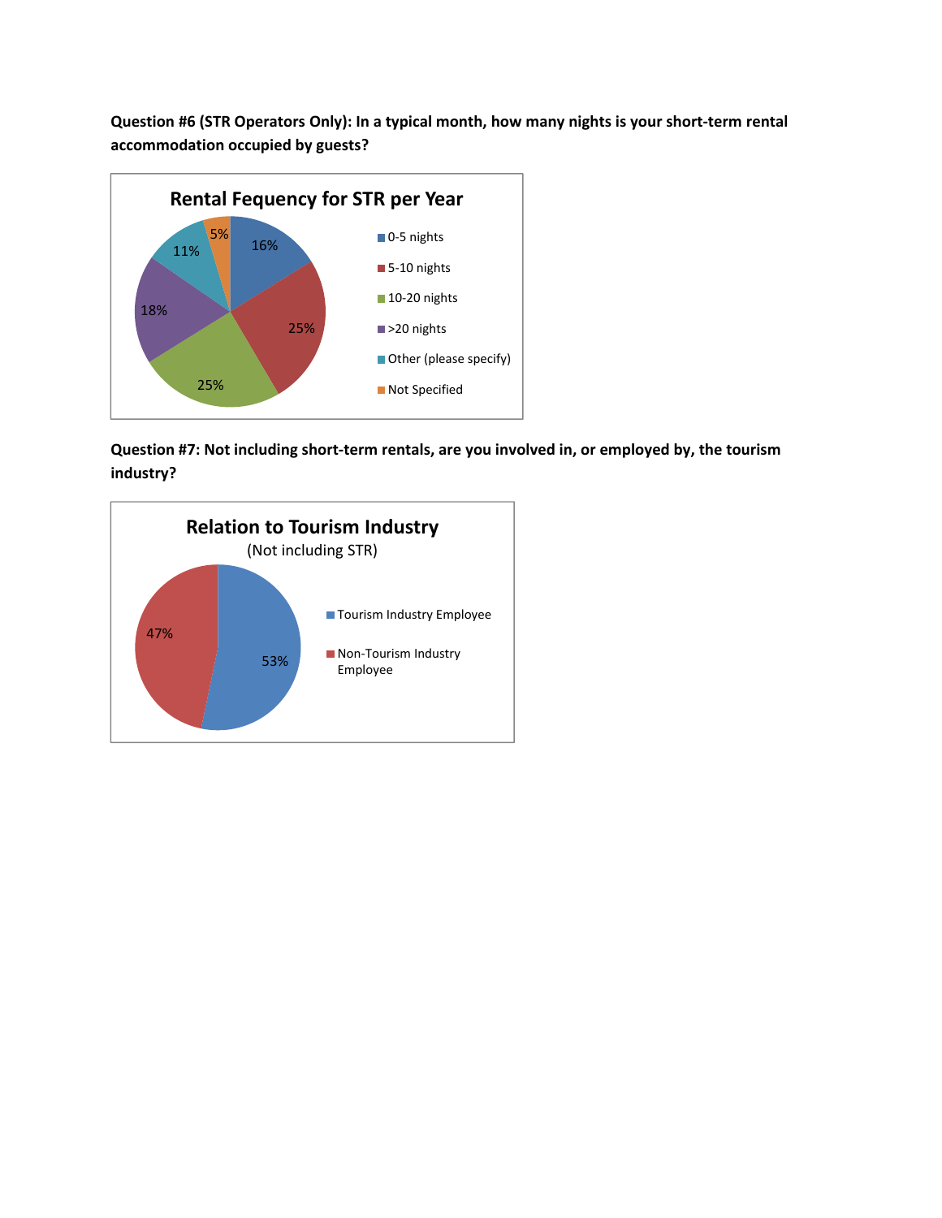**Question #6 (STR Operators Only): In a typical month, how many nights is your short-term rental accommodation occupied by guests?**

**Rental Fequency for STR per Year**

| Category | Percentage |
|---|---|
| 0-5 nights | 16% |
| 5-10 nights | 25% |
| 10-20 nights | 25% |
| >20 nights | 18% |
| Other (please specify) | 11% |
| Not Specified | 5% |

**Question #7: Not including short-term rentals, are you involved in, or employed by, the tourism industry?**

**Relation to Tourism Industry**
(Not including STR)

| Category | Percentage |
|---|---|
| Tourism Industry Employee | 53% |
| Non-Tourism Industry Employee | 47% |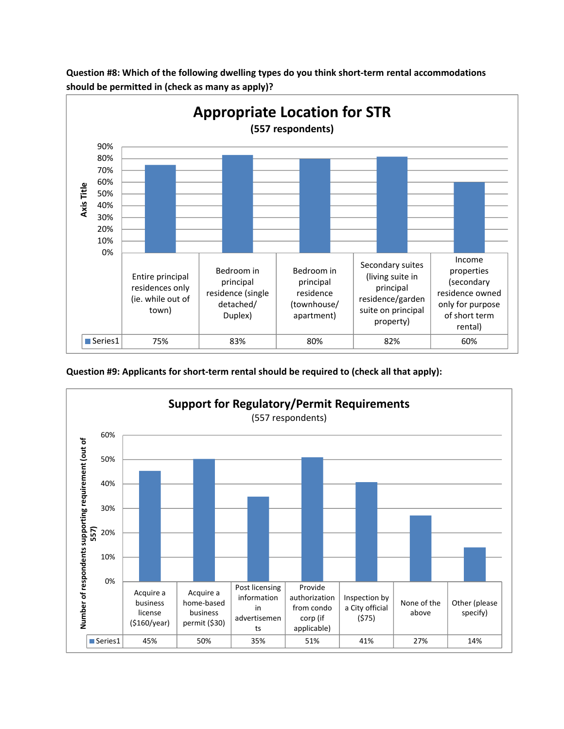**Question #8: Which of the following dwelling types do you think short-term rental accommodations should be permitted in (check as many as apply)?**

**Appropriate Location for STR**
**(557 respondents)**

| | Entire principal residences only (ie. while out of town) | Bedroom in principal residence (single detached/ Duplex) | Bedroom in principal residence (townhouse/ apartment) | Secondary suites (living suite in principal residence/garden suite on principal property) | Income properties (secondary residence owned only for purpose of short term rental) |
|---|---|---|---|---|---|
| Series1 | 75% | 83% | 80% | 82% | 60% |

**Question #9: Applicants for short-term rental should be required to (check all that apply):**

**Support for Regulatory/Permit Requirements**
(557 respondents)

| | Acquire a business license ($160/year) | Acquire a home-based business permit ($30) | Post licensing information in advertisements | Provide authorization from condo corp (if applicable) | Inspection by a City official ($75) | None of the above | Other (please specify) |
|---|---|---|---|---|---|---|---|
| Series1 | 45% | 50% | 35% | 51% | 41% | 27% | 14% |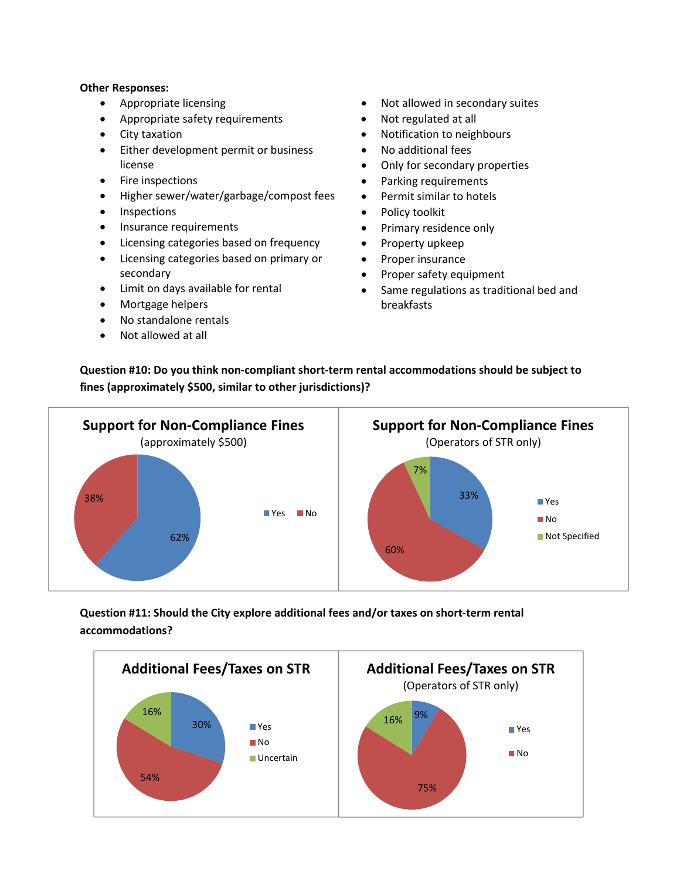**Other Responses:**

- Appropriate licensing
- Appropriate safety requirements
- City taxation
- Either development permit or business license
- Fire inspections
- Higher sewer/water/garbage/compost fees
- Inspections
- Insurance requirements
- Licensing categories based on frequency
- Licensing categories based on primary or secondary
- Limit on days available for rental
- Mortgage helpers
- No standalone rentals
- Not allowed at all
- Not allowed in secondary suites
- Not regulated at all
- Notification to neighbours
- No additional fees
- Only for secondary properties
- Parking requirements
- Permit similar to hotels
- Policy toolkit
- Primary residence only
- Property upkeep
- Proper insurance
- Proper safety equipment
- Same regulations as traditional bed and breakfasts

**Question #10: Do you think non-compliant short-term rental accommodations should be subject to fines (approximately $500, similar to other jurisdictions)?**

**Support for Non-Compliance Fines** (approximately $500)

| Response | Percentage |
|---|---|
| Yes | 62% |
| No | 38% |

**Support for Non-Compliance Fines** (Operators of STR only)

| Response | Percentage |
|---|---|
| Yes | 33% |
| No | 60% |
| Not Specified | 7% |

**Question #11: Should the City explore additional fees and/or taxes on short-term rental accommodations?**

**Additional Fees/Taxes on STR**

| Response | Percentage |
|---|---|
| Yes | 30% |
| No | 54% |
| Uncertain | 16% |

**Additional Fees/Taxes on STR** (Operators of STR only)

| Response | Percentage |
|---|---|
| Yes | 9% |
| No | 75% |
| (unlabelled) | 16% |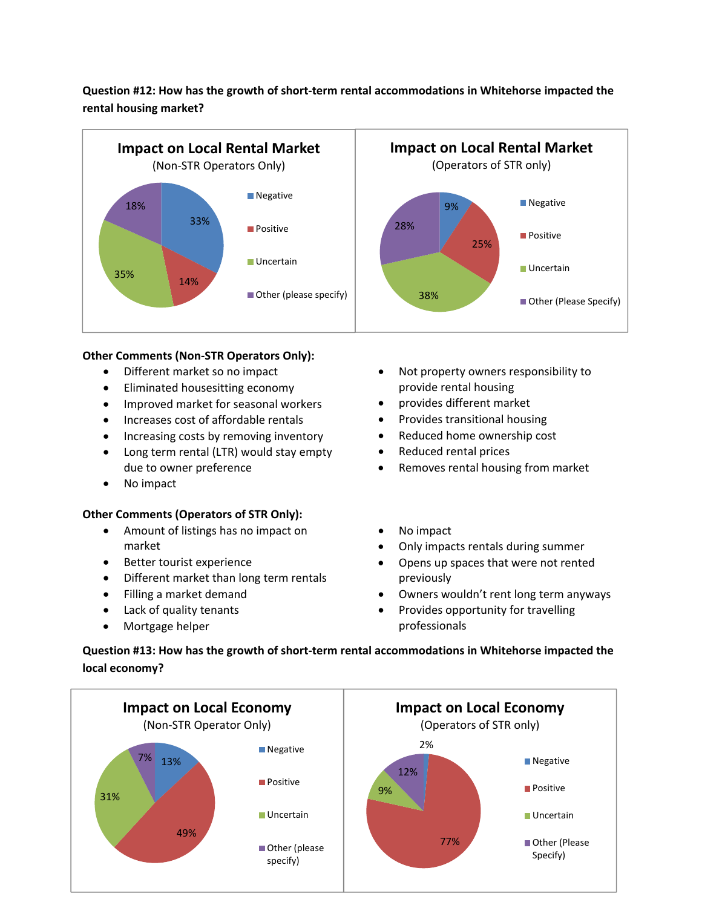**Question #12: How has the growth of short-term rental accommodations in Whitehorse impacted the rental housing market?**

**Impact on Local Rental Market**
(Non-STR Operators Only)

| Response | Percentage |
| --- | --- |
| Negative | 33% |
| Positive | 14% |
| Uncertain | 35% |
| Other (please specify) | 18% |

**Impact on Local Rental Market**
(Operators of STR only)

| Response | Percentage |
| --- | --- |
| Negative | 9% |
| Positive | 25% |
| Uncertain | 38% |
| Other (Please Specify) | 28% |

**Other Comments (Non-STR Operators Only):**

- Different market so no impact
- Eliminated housesitting economy
- Improved market for seasonal workers
- Increases cost of affordable rentals
- Increasing costs by removing inventory
- Long term rental (LTR) would stay empty due to owner preference
- No impact
- Not property owners responsibility to provide rental housing
- provides different market
- Provides transitional housing
- Reduced home ownership cost
- Reduced rental prices
- Removes rental housing from market

**Other Comments (Operators of STR Only):**

- Amount of listings has no impact on market
- Better tourist experience
- Different market than long term rentals
- Filling a market demand
- Lack of quality tenants
- Mortgage helper
- No impact
- Only impacts rentals during summer
- Opens up spaces that were not rented previously
- Owners wouldn't rent long term anyways
- Provides opportunity for travelling professionals

**Question #13: How has the growth of short-term rental accommodations in Whitehorse impacted the local economy?**

**Impact on Local Economy**
(Non-STR Operator Only)

| Response | Percentage |
| --- | --- |
| Negative | 13% |
| Positive | 49% |
| Uncertain | 31% |
| Other (please specify) | 7% |

**Impact on Local Economy**
(Operators of STR only)

| Response | Percentage |
| --- | --- |
| Negative | 2% |
| Positive | 77% |
| Uncertain | 9% |
| Other (Please Specify) | 12% |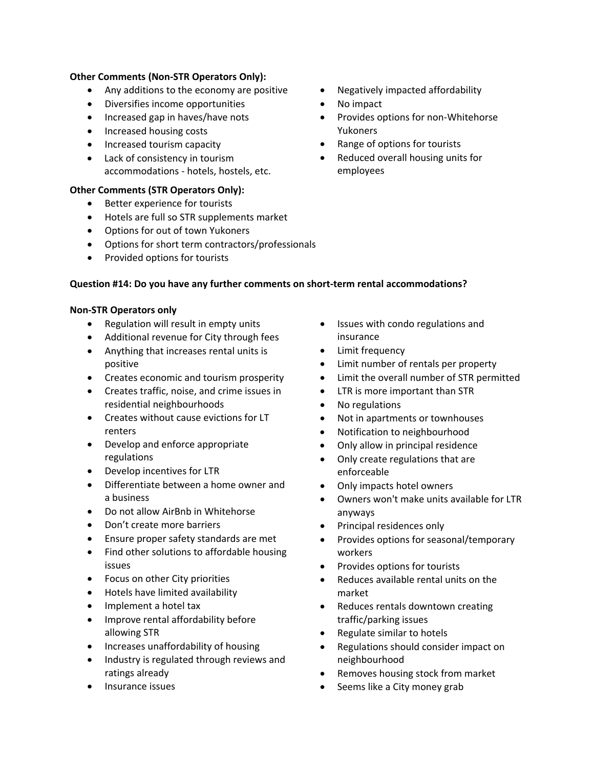**Other Comments (Non-STR Operators Only):**

- Any additions to the economy are positive
- Diversifies income opportunities
- Increased gap in haves/have nots
- Increased housing costs
- Increased tourism capacity
- Lack of consistency in tourism accommodations - hotels, hostels, etc.
- Negatively impacted affordability
- No impact
- Provides options for non-Whitehorse Yukoners
- Range of options for tourists
- Reduced overall housing units for employees

**Other Comments (STR Operators Only):**

- Better experience for tourists
- Hotels are full so STR supplements market
- Options for out of town Yukoners
- Options for short term contractors/professionals
- Provided options for tourists

**Question #14: Do you have any further comments on short-term rental accommodations?**

**Non-STR Operators only**

- Regulation will result in empty units
- Additional revenue for City through fees
- Anything that increases rental units is positive
- Creates economic and tourism prosperity
- Creates traffic, noise, and crime issues in residential neighbourhoods
- Creates without cause evictions for LT renters
- Develop and enforce appropriate regulations
- Develop incentives for LTR
- Differentiate between a home owner and a business
- Do not allow AirBnb in Whitehorse
- Don't create more barriers
- Ensure proper safety standards are met
- Find other solutions to affordable housing issues
- Focus on other City priorities
- Hotels have limited availability
- Implement a hotel tax
- Improve rental affordability before allowing STR
- Increases unaffordability of housing
- Industry is regulated through reviews and ratings already
- Insurance issues
- Issues with condo regulations and insurance
- Limit frequency
- Limit number of rentals per property
- Limit the overall number of STR permitted
- LTR is more important than STR
- No regulations
- Not in apartments or townhouses
- Notification to neighbourhood
- Only allow in principal residence
- Only create regulations that are enforceable
- Only impacts hotel owners
- Owners won't make units available for LTR anyways
- Principal residences only
- Provides options for seasonal/temporary workers
- Provides options for tourists
- Reduces available rental units on the market
- Reduces rentals downtown creating traffic/parking issues
- Regulate similar to hotels
- Regulations should consider impact on neighbourhood
- Removes housing stock from market
- Seems like a City money grab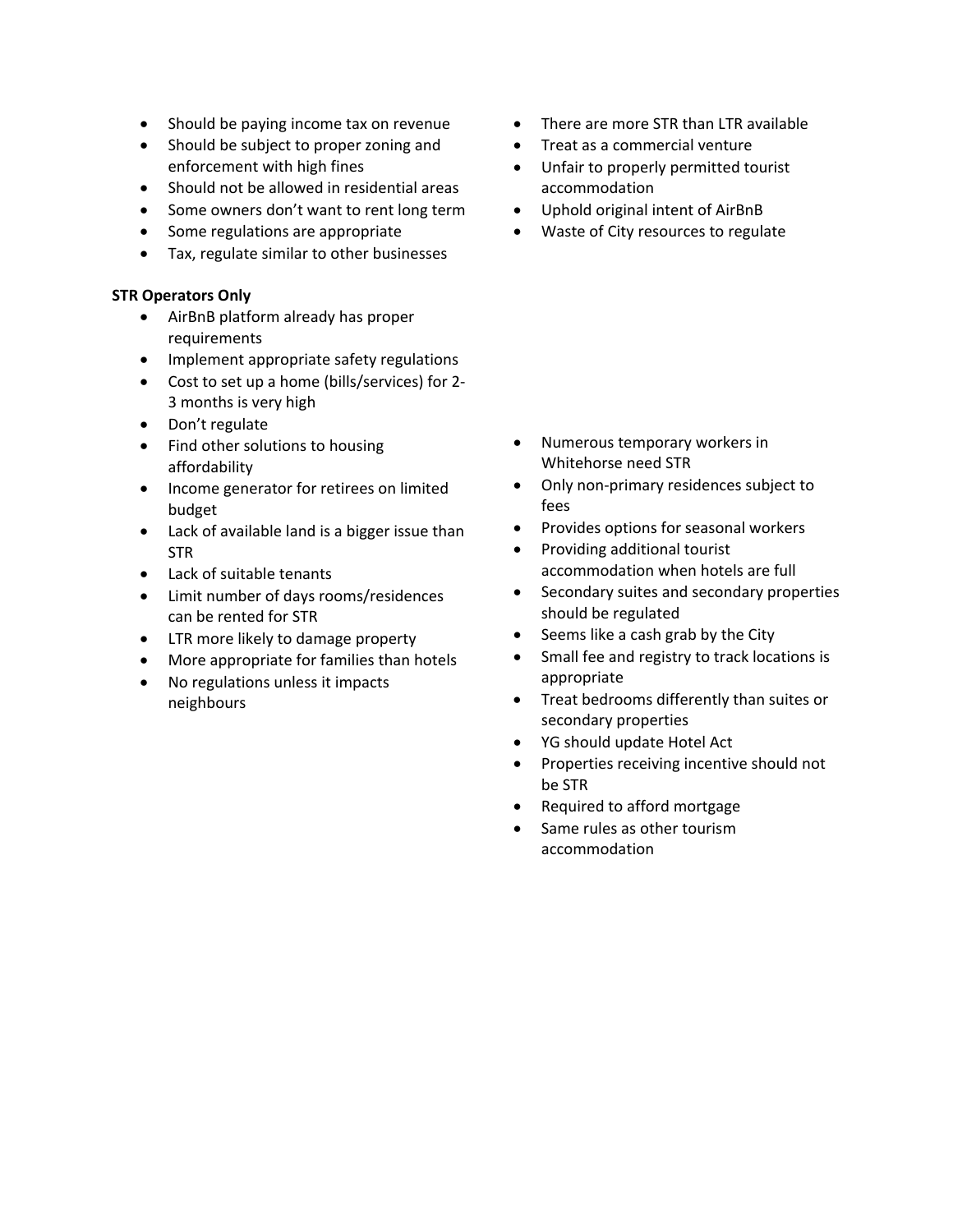- Should be paying income tax on revenue
- Should be subject to proper zoning and enforcement with high fines
- Should not be allowed in residential areas
- Some owners don't want to rent long term
- Some regulations are appropriate
- Tax, regulate similar to other businesses
- There are more STR than LTR available
- Treat as a commercial venture
- Unfair to properly permitted tourist accommodation
- Uphold original intent of AirBnB
- Waste of City resources to regulate

**STR Operators Only**

- AirBnB platform already has proper requirements
- Implement appropriate safety regulations
- Cost to set up a home (bills/services) for 2-3 months is very high
- Don't regulate
- Find other solutions to housing affordability
- Income generator for retirees on limited budget
- Lack of available land is a bigger issue than STR
- Lack of suitable tenants
- Limit number of days rooms/residences can be rented for STR
- LTR more likely to damage property
- More appropriate for families than hotels
- No regulations unless it impacts neighbours
- Numerous temporary workers in Whitehorse need STR
- Only non-primary residences subject to fees
- Provides options for seasonal workers
- Providing additional tourist accommodation when hotels are full
- Secondary suites and secondary properties should be regulated
- Seems like a cash grab by the City
- Small fee and registry to track locations is appropriate
- Treat bedrooms differently than suites or secondary properties
- YG should update Hotel Act
- Properties receiving incentive should not be STR
- Required to afford mortgage
- Same rules as other tourism accommodation